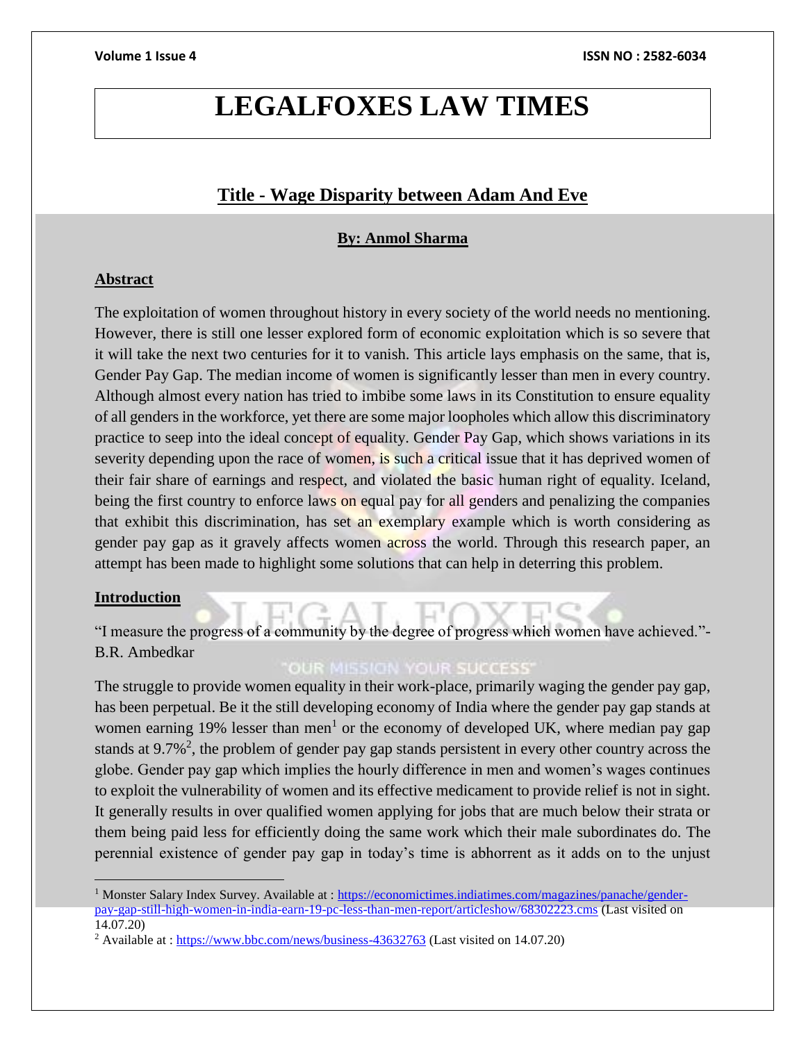# LEGALFOXES LAW TIMES

## Title - Wage Disparity between Adam And Eve

**By: Anmol Sharma**

### Abstract

The exploitation of women throughout history in every society of the world needs no mentioning. However, there is still one lesser explored form of economic exploitation which is so severe that it will take the next two centuries for it to vanish. This article lays emphasis on the same, that is, Gender Pay Gap. The median income of women is significantly lesser than men in every country. Although almost every nation has tried to imbibe some laws in its Constitution to ensure equality of all genders in the workforce, yet there are some major loopholes which allow this discriminatory practice to seep into the ideal concept of equality. Gender Pay Gap, which shows variations in its severity depending upon the race of women, is such a critical issue that it has deprived women of their fair share of earnings and respect, and violated the basic human right of equality. Iceland, being the first country to enforce laws on equal pay for all genders and penalizing the companies that exhibit this discrimination, has set an exemplary example which is worth considering as gender pay gap as it gravely affects women across the world. Through this research paper, an attempt has been made to highlight some solutions that can help in deterring this problem.

### Introduction

"I measure the progress of a community by the degree of progress which women have achieved."- B.R. Ambedkar

The struggle to provide women equality in their work-place, primarily waging the gender pay gap, has been perpetual. Be it the still developing economy of India where the gender pay gap stands at women earning 19% lesser than men[1] or the economy of developed UK, where median pay gap stands at 9.7%[2], the problem of gender pay gap stands persistent in every other country across the globe. Gender pay gap which implies the hourly difference in men and women's wages continues to exploit the vulnerability of women and its effective medicament to provide relief is not in sight. It generally results in over qualified women applying for jobs that are much below their strata or them being paid less for efficiently doing the same work which their male subordinates do. The perennial existence of gender pay gap in today's time is abhorrent as it adds on to the unjust

---

[1] Monster Salary Index Survey. Available at : https://economictimes.indiatimes.com/magazines/panache/gender-pay-gap-still-high-women-in-india-earn-19-pc-less-than-men-report/articleshow/68302223.cms (Last visited on 14.07.20)

[2] Available at : https://www.bbc.com/news/business-43632763 (Last visited on 14.07.20)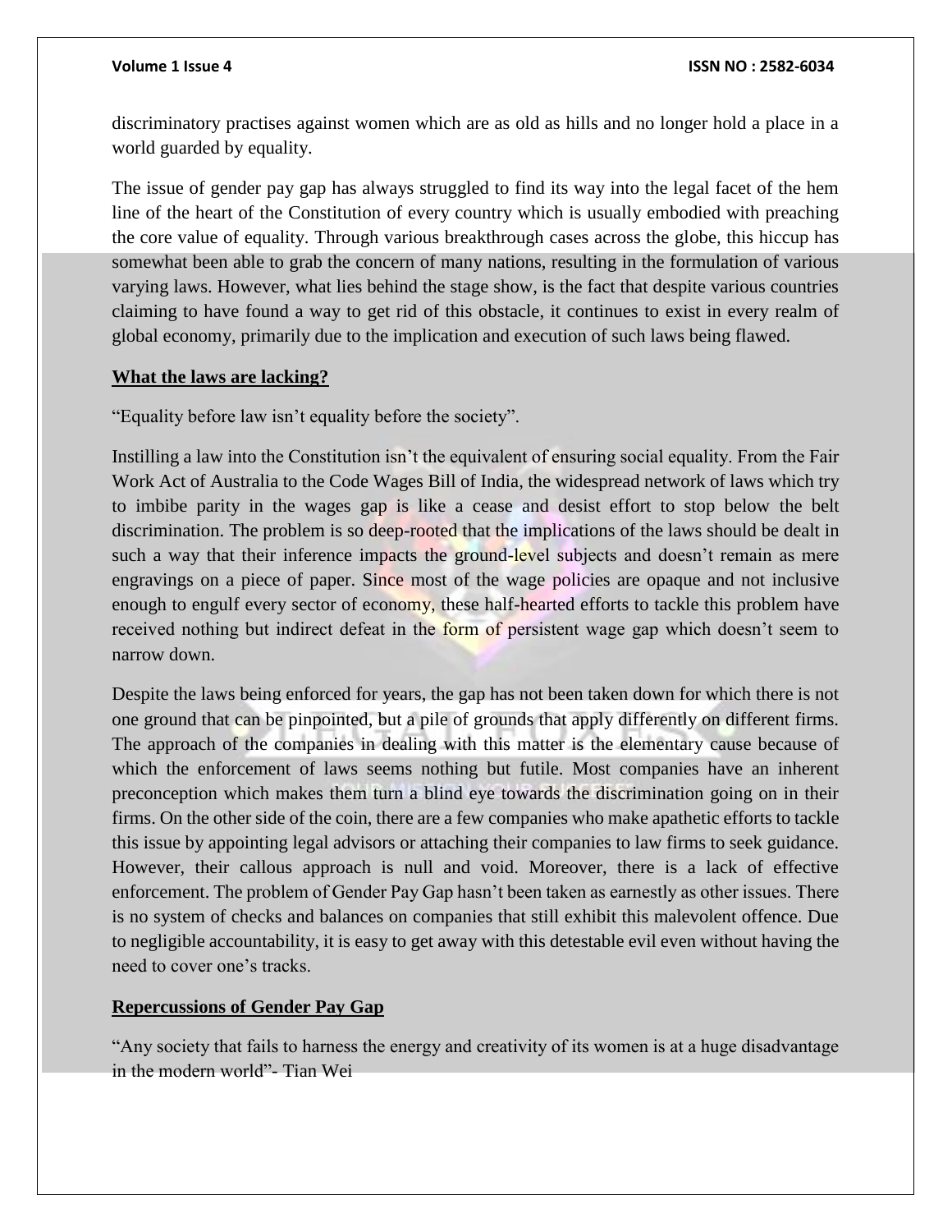discriminatory practises against women which are as old as hills and no longer hold a place in a world guarded by equality.

The issue of gender pay gap has always struggled to find its way into the legal facet of the hem line of the heart of the Constitution of every country which is usually embodied with preaching the core value of equality. Through various breakthrough cases across the globe, this hiccup has somewhat been able to grab the concern of many nations, resulting in the formulation of various varying laws. However, what lies behind the stage show, is the fact that despite various countries claiming to have found a way to get rid of this obstacle, it continues to exist in every realm of global economy, primarily due to the implication and execution of such laws being flawed.

## What the laws are lacking?

"Equality before law isn't equality before the society".

Instilling a law into the Constitution isn't the equivalent of ensuring social equality. From the Fair Work Act of Australia to the Code Wages Bill of India, the widespread network of laws which try to imbibe parity in the wages gap is like a cease and desist effort to stop below the belt discrimination. The problem is so deep-rooted that the implications of the laws should be dealt in such a way that their inference impacts the ground-level subjects and doesn't remain as mere engravings on a piece of paper. Since most of the wage policies are opaque and not inclusive enough to engulf every sector of economy, these half-hearted efforts to tackle this problem have received nothing but indirect defeat in the form of persistent wage gap which doesn't seem to narrow down.

Despite the laws being enforced for years, the gap has not been taken down for which there is not one ground that can be pinpointed, but a pile of grounds that apply differently on different firms. The approach of the companies in dealing with this matter is the elementary cause because of which the enforcement of laws seems nothing but futile. Most companies have an inherent preconception which makes them turn a blind eye towards the discrimination going on in their firms. On the other side of the coin, there are a few companies who make apathetic efforts to tackle this issue by appointing legal advisors or attaching their companies to law firms to seek guidance. However, their callous approach is null and void. Moreover, there is a lack of effective enforcement. The problem of Gender Pay Gap hasn't been taken as earnestly as other issues. There is no system of checks and balances on companies that still exhibit this malevolent offence. Due to negligible accountability, it is easy to get away with this detestable evil even without having the need to cover one's tracks.

## Repercussions of Gender Pay Gap

"Any society that fails to harness the energy and creativity of its women is at a huge disadvantage in the modern world"- Tian Wei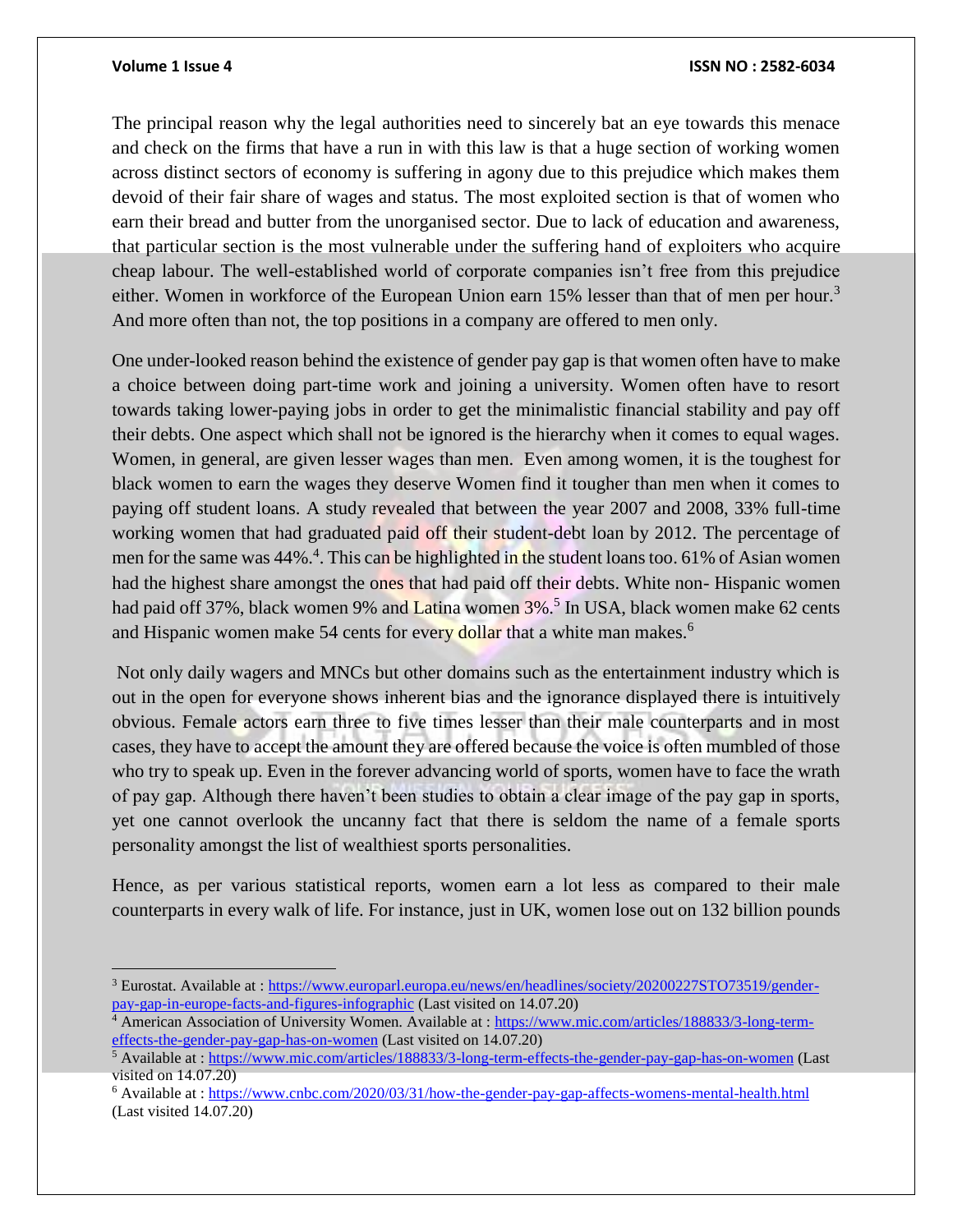The principal reason why the legal authorities need to sincerely bat an eye towards this menace and check on the firms that have a run in with this law is that a huge section of working women across distinct sectors of economy is suffering in agony due to this prejudice which makes them devoid of their fair share of wages and status. The most exploited section is that of women who earn their bread and butter from the unorganised sector. Due to lack of education and awareness, that particular section is the most vulnerable under the suffering hand of exploiters who acquire cheap labour. The well-established world of corporate companies isn't free from this prejudice either. Women in workforce of the European Union earn 15% lesser than that of men per hour.[3] And more often than not, the top positions in a company are offered to men only.

One under-looked reason behind the existence of gender pay gap is that women often have to make a choice between doing part-time work and joining a university. Women often have to resort towards taking lower-paying jobs in order to get the minimalistic financial stability and pay off their debts. One aspect which shall not be ignored is the hierarchy when it comes to equal wages. Women, in general, are given lesser wages than men. Even among women, it is the toughest for black women to earn the wages they deserve Women find it tougher than men when it comes to paying off student loans. A study revealed that between the year 2007 and 2008, 33% full-time working women that had graduated paid off their student-debt loan by 2012. The percentage of men for the same was 44%.[4]. This can be highlighted in the student loans too. 61% of Asian women had the highest share amongst the ones that had paid off their debts. White non- Hispanic women had paid off 37%, black women 9% and Latina women 3%.[5] In USA, black women make 62 cents and Hispanic women make 54 cents for every dollar that a white man makes.[6]

Not only daily wagers and MNCs but other domains such as the entertainment industry which is out in the open for everyone shows inherent bias and the ignorance displayed there is intuitively obvious. Female actors earn three to five times lesser than their male counterparts and in most cases, they have to accept the amount they are offered because the voice is often mumbled of those who try to speak up. Even in the forever advancing world of sports, women have to face the wrath of pay gap. Although there haven't been studies to obtain a clear image of the pay gap in sports, yet one cannot overlook the uncanny fact that there is seldom the name of a female sports personality amongst the list of wealthiest sports personalities.

Hence, as per various statistical reports, women earn a lot less as compared to their male counterparts in every walk of life. For instance, just in UK, women lose out on 132 billion pounds

---

[3] Eurostat. Available at : https://www.europarl.europa.eu/news/en/headlines/society/20200227STO73519/gender-pay-gap-in-europe-facts-and-figures-infographic (Last visited on 14.07.20)

[4] American Association of University Women. Available at : https://www.mic.com/articles/188833/3-long-term-effects-the-gender-pay-gap-has-on-women (Last visited on 14.07.20)

[5] Available at : https://www.mic.com/articles/188833/3-long-term-effects-the-gender-pay-gap-has-on-women (Last visited on 14.07.20)

[6] Available at : https://www.cnbc.com/2020/03/31/how-the-gender-pay-gap-affects-womens-mental-health.html (Last visited 14.07.20)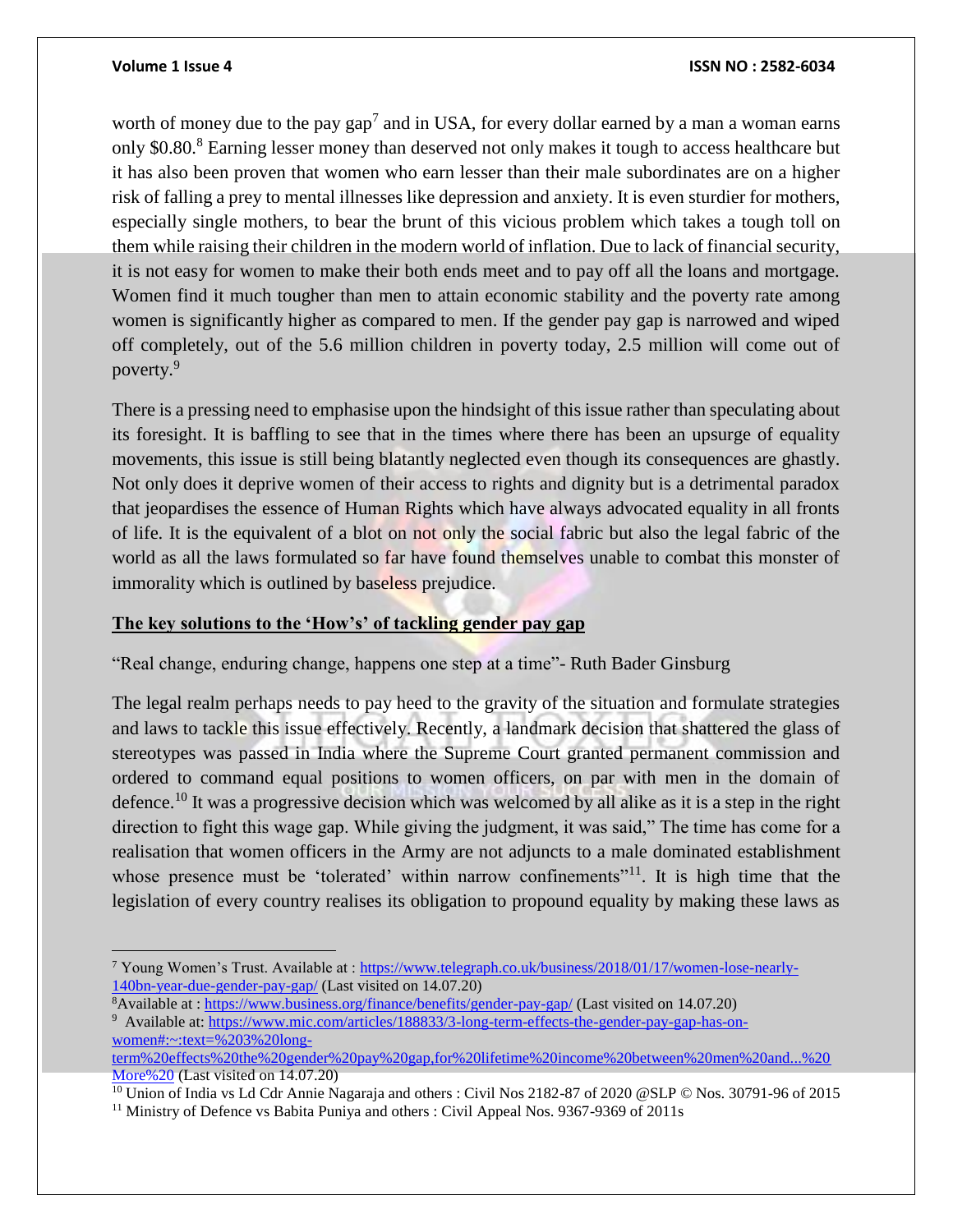worth of money due to the pay gap[7] and in USA, for every dollar earned by a man a woman earns only $0.80.[8] Earning lesser money than deserved not only makes it tough to access healthcare but it has also been proven that women who earn lesser than their male subordinates are on a higher risk of falling a prey to mental illnesses like depression and anxiety. It is even sturdier for mothers, especially single mothers, to bear the brunt of this vicious problem which takes a tough toll on them while raising their children in the modern world of inflation. Due to lack of financial security, it is not easy for women to make their both ends meet and to pay off all the loans and mortgage. Women find it much tougher than men to attain economic stability and the poverty rate among women is significantly higher as compared to men. If the gender pay gap is narrowed and wiped off completely, out of the 5.6 million children in poverty today, 2.5 million will come out of poverty.[9]

There is a pressing need to emphasise upon the hindsight of this issue rather than speculating about its foresight. It is baffling to see that in the times where there has been an upsurge of equality movements, this issue is still being blatantly neglected even though its consequences are ghastly. Not only does it deprive women of their access to rights and dignity but is a detrimental paradox that jeopardises the essence of Human Rights which have always advocated equality in all fronts of life. It is the equivalent of a blot on not only the social fabric but also the legal fabric of the world as all the laws formulated so far have found themselves unable to combat this monster of immorality which is outlined by baseless prejudice.

## The key solutions to the 'How's' of tackling gender pay gap

"Real change, enduring change, happens one step at a time"- Ruth Bader Ginsburg

The legal realm perhaps needs to pay heed to the gravity of the situation and formulate strategies and laws to tackle this issue effectively. Recently, a landmark decision that shattered the glass of stereotypes was passed in India where the Supreme Court granted permanent commission and ordered to command equal positions to women officers, on par with men in the domain of defence.[10] It was a progressive decision which was welcomed by all alike as it is a step in the right direction to fight this wage gap. While giving the judgment, it was said," The time has come for a realisation that women officers in the Army are not adjuncts to a male dominated establishment whose presence must be 'tolerated' within narrow confinements"[11]. It is high time that the legislation of every country realises its obligation to propound equality by making these laws as

---

[7] Young Women's Trust. Available at : https://www.telegraph.co.uk/business/2018/01/17/women-lose-nearly-140bn-year-due-gender-pay-gap/ (Last visited on 14.07.20)

[8] Available at : https://www.business.org/finance/benefits/gender-pay-gap/ (Last visited on 14.07.20)

[9] Available at: https://www.mic.com/articles/188833/3-long-term-effects-the-gender-pay-gap-has-on-women#:~:text=%203%20long-term%20effects%20the%20gender%20pay%20gap,for%20lifetime%20income%20between%20men%20and...%20More%20 (Last visited on 14.07.20)

[10] Union of India vs Ld Cdr Annie Nagaraja and others : Civil Nos 2182-87 of 2020 @SLP © Nos. 30791-96 of 2015

[11] Ministry of Defence vs Babita Puniya and others : Civil Appeal Nos. 9367-9369 of 2011s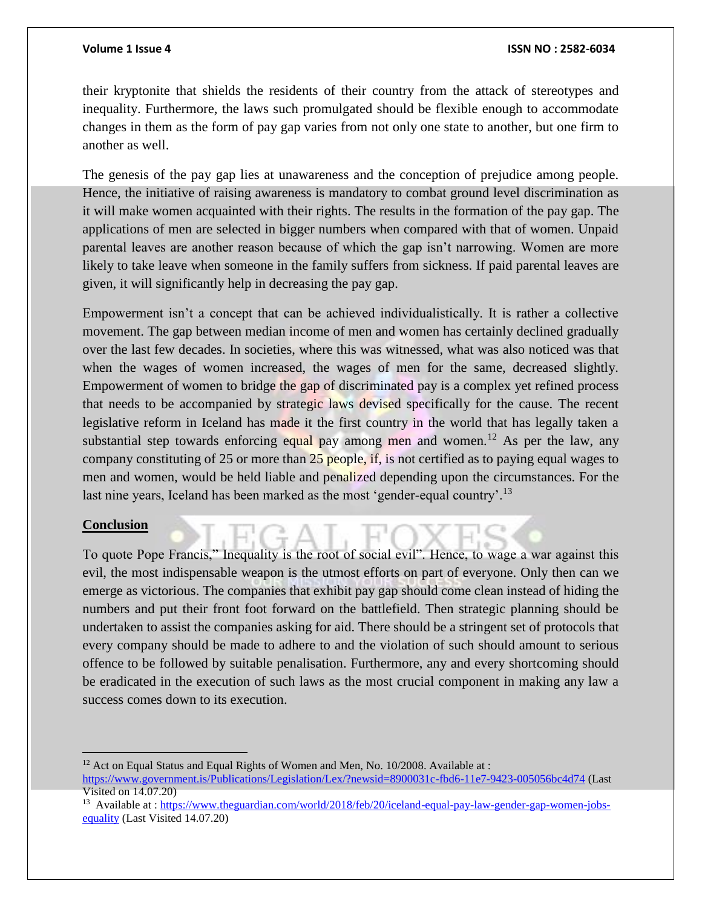their kryptonite that shields the residents of their country from the attack of stereotypes and inequality. Furthermore, the laws such promulgated should be flexible enough to accommodate changes in them as the form of pay gap varies from not only one state to another, but one firm to another as well.

The genesis of the pay gap lies at unawareness and the conception of prejudice among people. Hence, the initiative of raising awareness is mandatory to combat ground level discrimination as it will make women acquainted with their rights. The results in the formation of the pay gap. The applications of men are selected in bigger numbers when compared with that of women. Unpaid parental leaves are another reason because of which the gap isn't narrowing. Women are more likely to take leave when someone in the family suffers from sickness. If paid parental leaves are given, it will significantly help in decreasing the pay gap.

Empowerment isn't a concept that can be achieved individualistically. It is rather a collective movement. The gap between median income of men and women has certainly declined gradually over the last few decades. In societies, where this was witnessed, what was also noticed was that when the wages of women increased, the wages of men for the same, decreased slightly. Empowerment of women to bridge the gap of discriminated pay is a complex yet refined process that needs to be accompanied by strategic laws devised specifically for the cause. The recent legislative reform in Iceland has made it the first country in the world that has legally taken a substantial step towards enforcing equal pay among men and women.[12] As per the law, any company constituting of 25 or more than 25 people, if, is not certified as to paying equal wages to men and women, would be held liable and penalized depending upon the circumstances. For the last nine years, Iceland has been marked as the most 'gender-equal country'.[13]

## Conclusion

To quote Pope Francis," Inequality is the root of social evil". Hence, to wage a war against this evil, the most indispensable weapon is the utmost efforts on part of everyone. Only then can we emerge as victorious. The companies that exhibit pay gap should come clean instead of hiding the numbers and put their front foot forward on the battlefield. Then strategic planning should be undertaken to assist the companies asking for aid. There should be a stringent set of protocols that every company should be made to adhere to and the violation of such should amount to serious offence to be followed by suitable penalisation. Furthermore, any and every shortcoming should be eradicated in the execution of such laws as the most crucial component in making any law a success comes down to its execution.

---

[12] Act on Equal Status and Equal Rights of Women and Men, No. 10/2008. Available at : https://www.government.is/Publications/Legislation/Lex/?newsid=8900031c-fbd6-11e7-9423-005056bc4d74 (Last Visited on 14.07.20)

[13] Available at : https://www.theguardian.com/world/2018/feb/20/iceland-equal-pay-law-gender-gap-women-jobs-equality (Last Visited 14.07.20)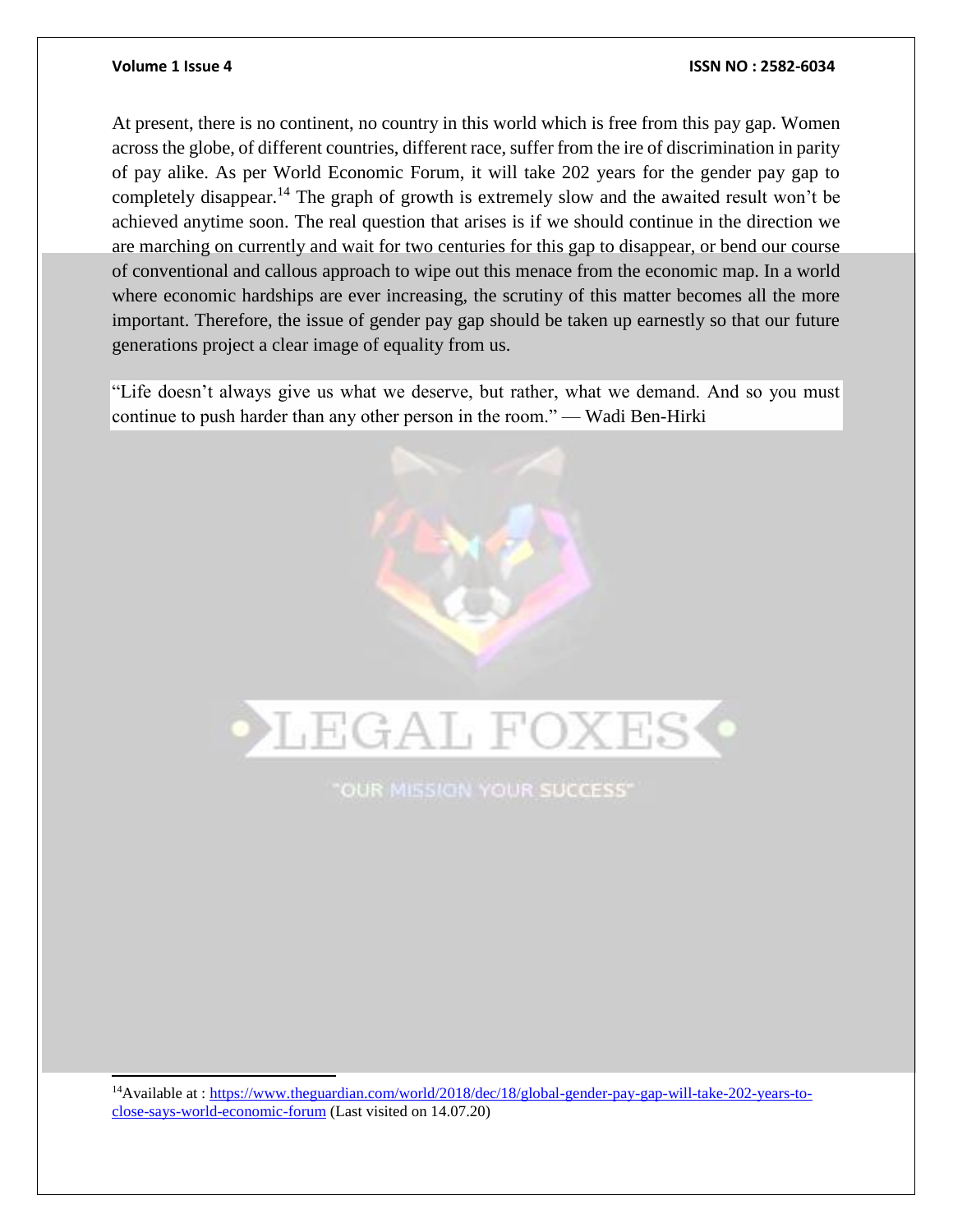At present, there is no continent, no country in this world which is free from this pay gap. Women across the globe, of different countries, different race, suffer from the ire of discrimination in parity of pay alike. As per World Economic Forum, it will take 202 years for the gender pay gap to completely disappear.[14] The graph of growth is extremely slow and the awaited result won't be achieved anytime soon. The real question that arises is if we should continue in the direction we are marching on currently and wait for two centuries for this gap to disappear, or bend our course of conventional and callous approach to wipe out this menace from the economic map. In a world where economic hardships are ever increasing, the scrutiny of this matter becomes all the more important. Therefore, the issue of gender pay gap should be taken up earnestly so that our future generations project a clear image of equality from us.

"Life doesn't always give us what we deserve, but rather, what we demand. And so you must continue to push harder than any other person in the room." — Wadi Ben-Hirki

---

[14] Available at : https://www.theguardian.com/world/2018/dec/18/global-gender-pay-gap-will-take-202-years-to-close-says-world-economic-forum (Last visited on 14.07.20)